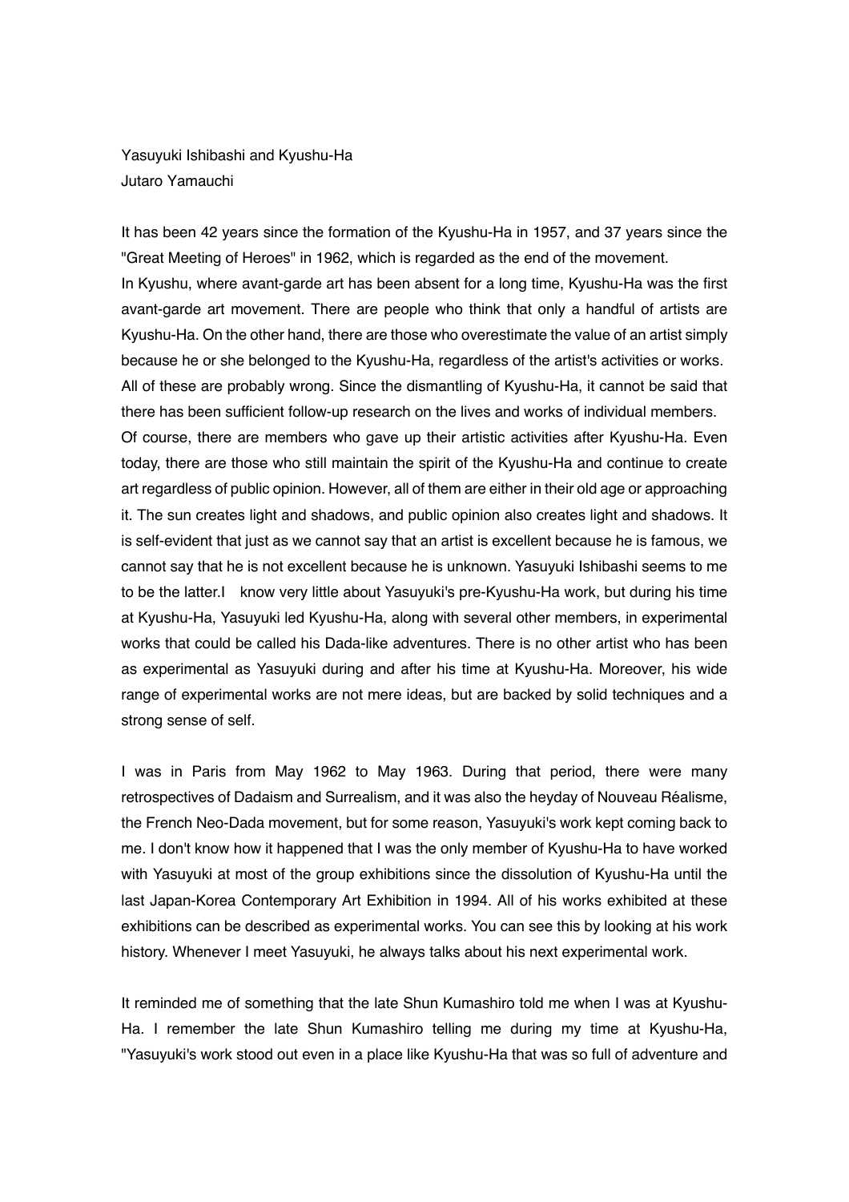# Yasuyuki Ishibashi and Kyushu-Ha

Jutaro Yamauchi

It has been 42 years since the formation of the Kyushu-Ha in 1957, and 37 years since the "Great Meeting of Heroes" in 1962, which is regarded as the end of the movement.

In Kyushu, where avant-garde art has been absent for a long time, Kyushu-Ha was the first avant-garde art movement. There are people who think that only a handful of artists are Kyushu-Ha. On the other hand, there are those who overestimate the value of an artist simply because he or she belonged to the Kyushu-Ha, regardless of the artist's activities or works. All of these are probably wrong. Since the dismantling of Kyushu-Ha, it cannot be said that there has been sufficient follow-up research on the lives and works of individual members.

Of course, there are members who gave up their artistic activities after Kyushu-Ha. Even today, there are those who still maintain the spirit of the Kyushu-Ha and continue to create art regardless of public opinion. However, all of them are either in their old age or approaching it. The sun creates light and shadows, and public opinion also creates light and shadows. It is self-evident that just as we cannot say that an artist is excellent because he is famous, we cannot say that he is not excellent because he is unknown. Yasuyuki Ishibashi seems to me to be the latter.I know very little about Yasuyuki's pre-Kyushu-Ha work, but during his time at Kyushu-Ha, Yasuyuki led Kyushu-Ha, along with several other members, in experimental works that could be called his Dada-like adventures. There is no other artist who has been as experimental as Yasuyuki during and after his time at Kyushu-Ha. Moreover, his wide range of experimental works are not mere ideas, but are backed by solid techniques and a strong sense of self.

I was in Paris from May 1962 to May 1963. During that period, there were many retrospectives of Dadaism and Surrealism, and it was also the heyday of Nouveau Réalisme, the French Neo-Dada movement, but for some reason, Yasuyuki's work kept coming back to me. I don't know how it happened that I was the only member of Kyushu-Ha to have worked with Yasuyuki at most of the group exhibitions since the dissolution of Kyushu-Ha until the last Japan-Korea Contemporary Art Exhibition in 1994. All of his works exhibited at these exhibitions can be described as experimental works. You can see this by looking at his work history. Whenever I meet Yasuyuki, he always talks about his next experimental work.

It reminded me of something that the late Shun Kumashiro told me when I was at Kyushu-Ha. I remember the late Shun Kumashiro telling me during my time at Kyushu-Ha, "Yasuyuki's work stood out even in a place like Kyushu-Ha that was so full of adventure and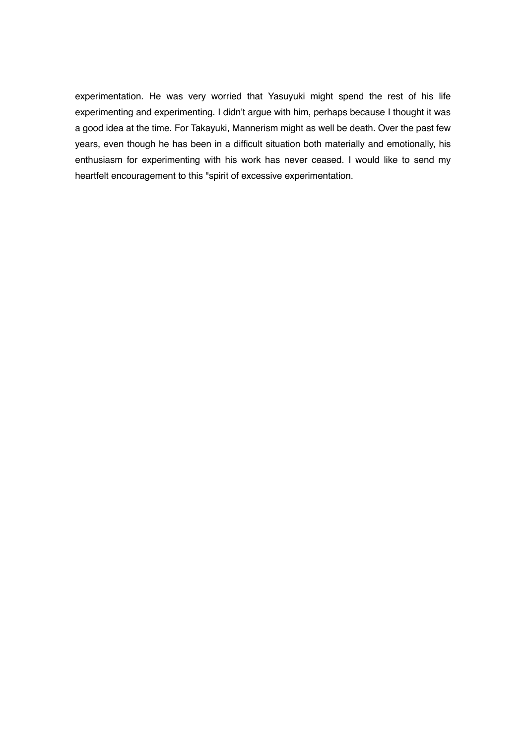experimentation. He was very worried that Yasuyuki might spend the rest of his life experimenting and experimenting. I didn't argue with him, perhaps because I thought it was a good idea at the time. For Takayuki, Mannerism might as well be death. Over the past few years, even though he has been in a difficult situation both materially and emotionally, his enthusiasm for experimenting with his work has never ceased. I would like to send my heartfelt encouragement to this "spirit of excessive experimentation.